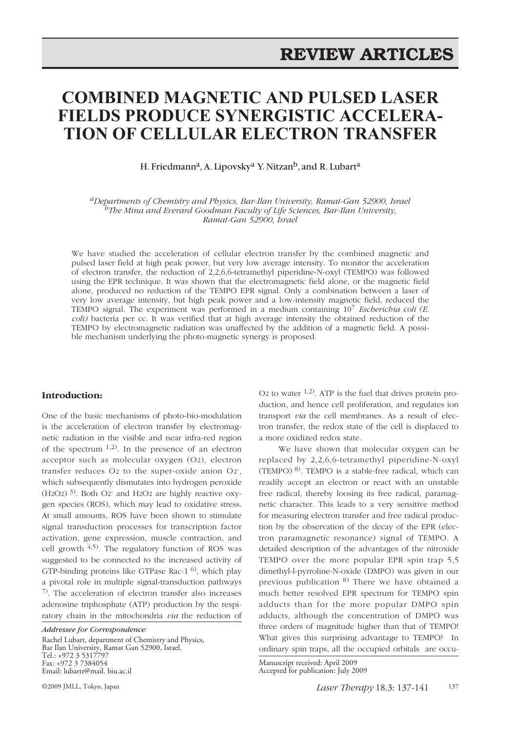# COMBINED MAGNETIC AND PULSED LASER FIELDS PRODUCE SYNERGISTIC ACCELERATION OF CELLULAR ELECTRON TRANSFER

H. Friedmann[a], A. Lipovsky[a] Y. Nitzan[b], and R. Lubart[a]

*[a]Departments of Chemistry and Physics, Bar-Ilan University, Ramat-Gan 52900, Israel*
*[b]The Mina and Everard Goodman Faculty of Life Sciences, Bar-Ilan University, Ramat-Gan 52900, Israel*

We have studied the acceleration of cellular electron transfer by the combined magnetic and pulsed laser field at high peak power, but very low average intensity. To monitor the acceleration of electron transfer, the reduction of 2,2,6,6-tetramethyl piperidine-N-oxyl (TEMPO) was followed using the EPR technique. It was shown that the electromagnetic field alone, or the magnetic field alone, produced no reduction of the TEMPO EPR signal. Only a combination between a laser of very low average intensity, but high peak power and a low-intensity magnetic field, reduced the TEMPO signal. The experiment was performed in a medium containing $10^7$ *Escherichia coli (E. coli)* bacteria per cc. It was verified that at high average intensity the obtained reduction of the TEMPO by electromagnetic radiation was unaffected by the addition of a magnetic field. A possible mechanism underlying the photo-magnetic synergy is proposed.

## Introduction:

One of the basic mechanisms of photo-bio-modulation is the acceleration of electron transfer by electromagnetic radiation in the visible and near infra-red region of the spectrum [1,2]. In the presence of an electron acceptor such as molecular oxygen ($O_2$), electron transfer reduces $O_2$ to the super-oxide anion $O_2^-$, which subsequently dismutates into hydrogen peroxide ($H_2O_2$) [3]. Both $O_2^-$ and $H_2O_2$ are highly reactive oxygen species (ROS), which may lead to oxidative stress. At small amounts, ROS have been shown to stimulate signal transduction processes for transcription factor activation, gene expression, muscle contraction, and cell growth [4,5]. The regulatory function of ROS was suggested to be connected to the increased activity of GTP-binding proteins like GTPase Rac-1 [6], which play a pivotal role in multiple signal-transduction pathways [7]. The acceleration of electron transfer also increases adenosine triphosphate (ATP) production by the respiratory chain in the mitochondria *via* the reduction of $O_2$ to water [1,2]. ATP is the fuel that drives protein production, and hence cell proliferation, and regulates ion transport *via* the cell membranes. As a result of electron transfer, the redox state of the cell is displaced to a more oxidized redox state.

We have shown that molecular oxygen can be replaced by 2,2,6,6-tetramethyl piperidine-N-oxyl (TEMPO) [8]. TEMPO is a stable-free radical, which can readily accept an electron or react with an unstable free radical, thereby loosing its free radical, paramagnetic character. This leads to a very sensitive method for measuring electron transfer and free radical production by the observation of the decay of the EPR (electron paramagnetic resonance) signal of TEMPO. A detailed description of the advantages of the nitroxide TEMPO over the more popular EPR spin trap 5,5 dimethyl-l-pyrroline-N-oxide (DMPO) was given in our previous publication [8] There we have obtained a much better resolved EPR spectrum for TEMPO spin adducts than for the more popular DMPO spin adducts, although the concentration of DMPO was three orders of magnitude higher than that of TEMPO! What gives this surprising advantage to TEMPO? In ordinary spin traps, all the occupied orbitals are occu-

*Addressee for Correspondence:*
Rachel Lubart, department of Chemistry and Physics, Bar Ilan University, Ramat Gan 52900, Israel.
Tel.: +972 3 5317797
Fax: +972 3 7384054
Email: lubartr@mail. biu.ac.il

Manuscript received: April 2009
Accepted for publication: July 2009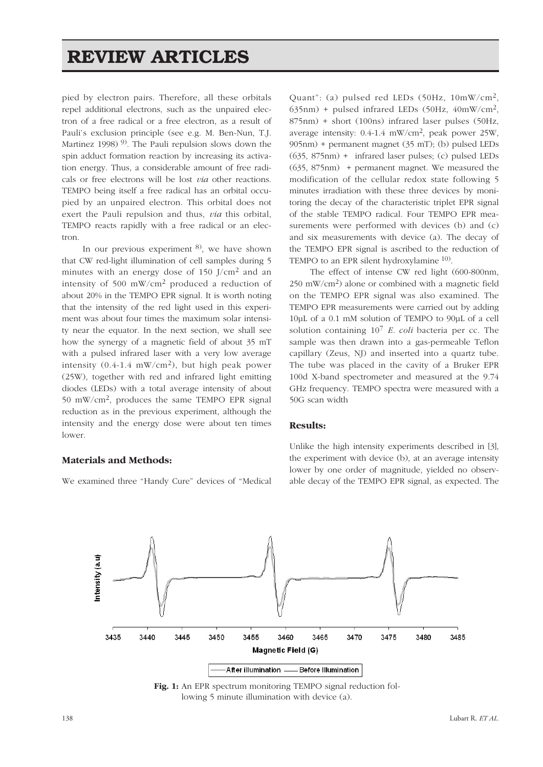pied by electron pairs. Therefore, all these orbitals repel additional electrons, such as the unpaired electron of a free radical or a free electron, as a result of Pauli's exclusion principle (see e.g. M. Ben-Nun, T.J. Martinez 1998) [9]. The Pauli repulsion slows down the spin adduct formation reaction by increasing its activation energy. Thus, a considerable amount of free radicals or free electrons will be lost *via* other reactions. TEMPO being itself a free radical has an orbital occupied by an unpaired electron. This orbital does not exert the Pauli repulsion and thus, *via* this orbital, TEMPO reacts rapidly with a free radical or an electron.

In our previous experiment [8], we have shown that CW red-light illumination of cell samples during 5 minutes with an energy dose of 150 J/cm$^2$ and an intensity of 500 mW/cm$^2$ produced a reduction of about 20% in the TEMPO EPR signal. It is worth noting that the intensity of the red light used in this experiment was about four times the maximum solar intensity near the equator. In the next section, we shall see how the synergy of a magnetic field of about 35 mT with a pulsed infrared laser with a very low average intensity (0.4-1.4 mW/cm$^2$), but high peak power (25W), together with red and infrared light emitting diodes (LEDs) with a total average intensity of about 50 mW/cm$^2$, produces the same TEMPO EPR signal reduction as in the previous experiment, although the intensity and the energy dose were about ten times lower.

### Materials and Methods:

We examined three "Handy Cure" devices of "Medical Quant": (a) pulsed red LEDs (50Hz, 10mW/cm$^2$, 635nm) + pulsed infrared LEDs (50Hz, 40mW/cm$^2$, 875nm) + short (100ns) infrared laser pulses (50Hz, average intensity: 0.4-1.4 mW/cm$^2$, peak power 25W, 905nm) + permanent magnet (35 mT); (b) pulsed LEDs (635, 875nm) + infrared laser pulses; (c) pulsed LEDs (635, 875nm) + permanent magnet. We measured the modification of the cellular redox state following 5 minutes irradiation with these three devices by monitoring the decay of the characteristic triplet EPR signal of the stable TEMPO radical. Four TEMPO EPR measurements were performed with devices (b) and (c) and six measurements with device (a). The decay of the TEMPO EPR signal is ascribed to the reduction of TEMPO to an EPR silent hydroxylamine [10].

The effect of intense CW red light (600-800nm, 250 mW/cm$^2$) alone or combined with a magnetic field on the TEMPO EPR signal was also examined. The TEMPO EPR measurements were carried out by adding 10μL of a 0.1 mM solution of TEMPO to 90μL of a cell solution containing $10^7$ *E. coli* bacteria per cc. The sample was then drawn into a gas-permeable Teflon capillary (Zeus, NJ) and inserted into a quartz tube. The tube was placed in the cavity of a Bruker EPR 100d X-band spectrometer and measured at the 9.74 GHz frequency. TEMPO spectra were measured with a 50G scan width

### Results:

Unlike the high intensity experiments described in [3], the experiment with device (b), at an average intensity lower by one order of magnitude, yielded no observable decay of the TEMPO EPR signal, as expected. The

**Fig. 1:** An EPR spectrum monitoring TEMPO signal reduction following 5 minute illumination with device (a).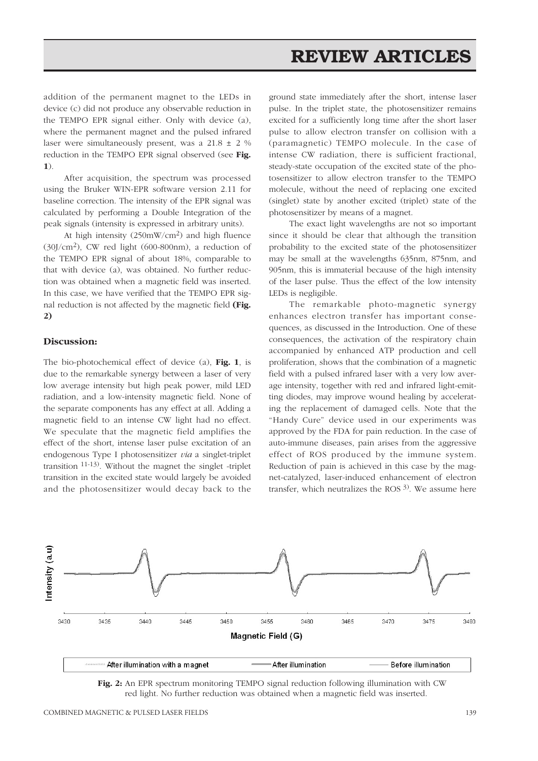addition of the permanent magnet to the LEDs in device (c) did not produce any observable reduction in the TEMPO EPR signal either. Only with device (a), where the permanent magnet and the pulsed infrared laser were simultaneously present, was a 21.8 ± 2 % reduction in the TEMPO EPR signal observed (see **Fig. 1**).

After acquisition, the spectrum was processed using the Bruker WIN-EPR software version 2.11 for baseline correction. The intensity of the EPR signal was calculated by performing a Double Integration of the peak signals (intensity is expressed in arbitrary units).

At high intensity ($250 mW/cm^2$) and high fluence ($30 J/cm^2$), CW red light (600-800nm), a reduction of the TEMPO EPR signal of about 18%, comparable to that with device (a), was obtained. No further reduction was obtained when a magnetic field was inserted. In this case, we have verified that the TEMPO EPR signal reduction is not affected by the magnetic field **(Fig. 2)**

### Discussion:

The bio-photochemical effect of device (a), **Fig. 1**, is due to the remarkable synergy between a laser of very low average intensity but high peak power, mild LED radiation, and a low-intensity magnetic field. None of the separate components has any effect at all. Adding a magnetic field to an intense CW light had no effect. We speculate that the magnetic field amplifies the effect of the short, intense laser pulse excitation of an endogenous Type I photosensitizer *via* a singlet-triplet transition [11-13]. Without the magnet the singlet -triplet transition in the excited state would largely be avoided and the photosensitizer would decay back to the ground state immediately after the short, intense laser pulse. In the triplet state, the photosensitizer remains excited for a sufficiently long time after the short laser pulse to allow electron transfer on collision with a (paramagnetic) TEMPO molecule. In the case of intense CW radiation, there is sufficient fractional, steady-state occupation of the excited state of the photosensitizer to allow electron transfer to the TEMPO molecule, without the need of replacing one excited (singlet) state by another excited (triplet) state of the photosensitizer by means of a magnet.

The exact light wavelengths are not so important since it should be clear that although the transition probability to the excited state of the photosensitizer may be small at the wavelengths 635nm, 875nm, and 905nm, this is immaterial because of the high intensity of the laser pulse. Thus the effect of the low intensity LEDs is negligible.

The remarkable photo-magnetic synergy enhances electron transfer has important consequences, as discussed in the Introduction. One of these consequences, the activation of the respiratory chain accompanied by enhanced ATP production and cell proliferation, shows that the combination of a magnetic field with a pulsed infrared laser with a very low average intensity, together with red and infrared light-emitting diodes, may improve wound healing by accelerating the replacement of damaged cells. Note that the "Handy Cure" device used in our experiments was approved by the FDA for pain reduction. In the case of auto-immune diseases, pain arises from the aggressive effect of ROS produced by the immune system. Reduction of pain is achieved in this case by the magnet-catalyzed, laser-induced enhancement of electron transfer, which neutralizes the ROS [3]. We assume here

**Fig. 2:** An EPR spectrum monitoring TEMPO signal reduction following illumination with CW red light. No further reduction was obtained when a magnetic field was inserted.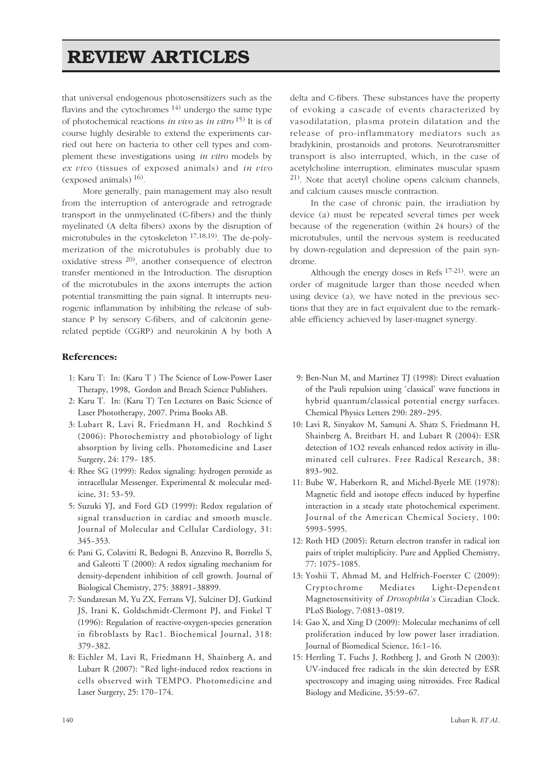that universal endogenous photosensitizers such as the flavins and the cytochromes [14] undergo the same type of photochemical reactions *in vivo* as *in vitro* [15] It is of course highly desirable to extend the experiments carried out here on bacteria to other cell types and complement these investigations using *in vitro* models by *ex vivo* (tissues of exposed animals) and *in vivo* (exposed animals) [16].

More generally, pain management may also result from the interruption of anterograde and retrograde transport in the unmyelinated (C-fibers) and the thinly myelinated (A delta fibers) axons by the disruption of microtubules in the cytoskeleton [17,18,19]. The de-polymerization of the microtubules is probably due to oxidative stress [20], another consequence of electron transfer mentioned in the Introduction. The disruption of the microtubules in the axons interrupts the action potential transmitting the pain signal. It interrupts neurogenic inflammation by inhibiting the release of substance P by sensory C-fibers, and of calcitonin gene-related peptide (CGRP) and neurokinin A by both A delta and C-fibers. These substances have the property of evoking a cascade of events characterized by vasodilatation, plasma protein dilatation and the release of pro-inflammatory mediators such as bradykinin, prostanoids and protons. Neurotransmitter transport is also interrupted, which, in the case of acetylcholine interruption, eliminates muscular spasm [21]. Note that acetyl choline opens calcium channels, and calcium causes muscle contraction.

In the case of chronic pain, the irradiation by device (a) must be repeated several times per week because of the regeneration (within 24 hours) of the microtubules, until the nervous system is reeducated by down-regulation and depression of the pain syndrome.

Although the energy doses in Refs [17-21]. were an order of magnitude larger than those needed when using device (a), we have noted in the previous sections that they are in fact equivalent due to the remarkable efficiency achieved by laser-magnet synergy.

## References:

1: Karu T: In: (Karu T ) The Science of Low-Power Laser Therapy, 1998, Gordon and Breach Science Publishers.

2: Karu T. In: (Karu T) Ten Lectures on Basic Science of Laser Phototherapy, 2007. Prima Books AB.

3: Lubart R, Lavi R, Friedmann H, and Rochkind S (2006): Photochemistry and photobiology of light absorption by living cells. Photomedicine and Laser Surgery, 24: 179- 185.

4: Rhee SG (1999): Redox signaling: hydrogen peroxide as intracellular Messenger. Experimental & molecular medicine, 31: 53-59.

5: Suzuki YJ, and Ford GD (1999): Redox regulation of signal transduction in cardiac and smooth muscle. Journal of Molecular and Cellular Cardiology, 31: 345-353.

6: Pani G, Colavitti R, Bedogni B, Anzevino R, Borrello S, and Galeotti T (2000): A redox signaling mechanism for density-dependent inhibition of cell growth. Journal of Biological Chemistry, 275: 38891-38899.

7: Sundaresan M, Yu ZX, Ferrans VJ, Sulciner DJ, Gutkind JS, Irani K, Goldschmidt-Clermont PJ, and Finkel T (1996): Regulation of reactive-oxygen-species generation in fibroblasts by Rac1. Biochemical Journal, 318: 379-382.

8: Eichler M, Lavi R, Friedmann H, Shainberg A, and Lubart R (2007): "Red light-induced redox reactions in cells observed with TEMPO. Photomedicine and Laser Surgery, 25: 170-174.

9: Ben-Nun M, and Martinez TJ (1998): Direct evaluation of the Pauli repulsion using 'classical' wave functions in hybrid quantum/classical potential energy surfaces. Chemical Physics Letters 290: 289-295.

10: Lavi R, Sinyakov M, Samuni A. Shatz S, Friedmann H, Shainberg A, Breitbart H, and Lubart R (2004): ESR detection of 1O2 reveals enhanced redox activity in illuminated cell cultures. Free Radical Research, 38: 893-902.

11: Bube W, Haberkorn R, and Michel-Byerle ME (1978): Magnetic field and isotope effects induced by hyperfine interaction in a steady state photochemical experiment. Journal of the American Chemical Society, 100: 5993-5995.

12: Roth HD (2005): Return electron transfer in radical ion pairs of triplet multiplicity. Pure and Applied Chemistry, 77: 1075-1085.

13: Yoshii T, Ahmad M, and Helfrich-Foerster C (2009): Cryptochrome Mediates Light-Dependent Magnetosensitivity of *Drosophila's* Circadian Clock. PLoS Biology, 7:0813-0819.

14: Gao X, and Xing D (2009): Molecular mechanims of cell proliferation induced by low power laser irradiation. Journal of Biomedical Science, 16:1-16.

15: Herrling T, Fuchs J, Rothberg J, and Groth N (2003): UV-induced free radicals in the skin detected by ESR spectroscopy and imaging using nitroxides. Free Radical Biology and Medicine, 35:59-67.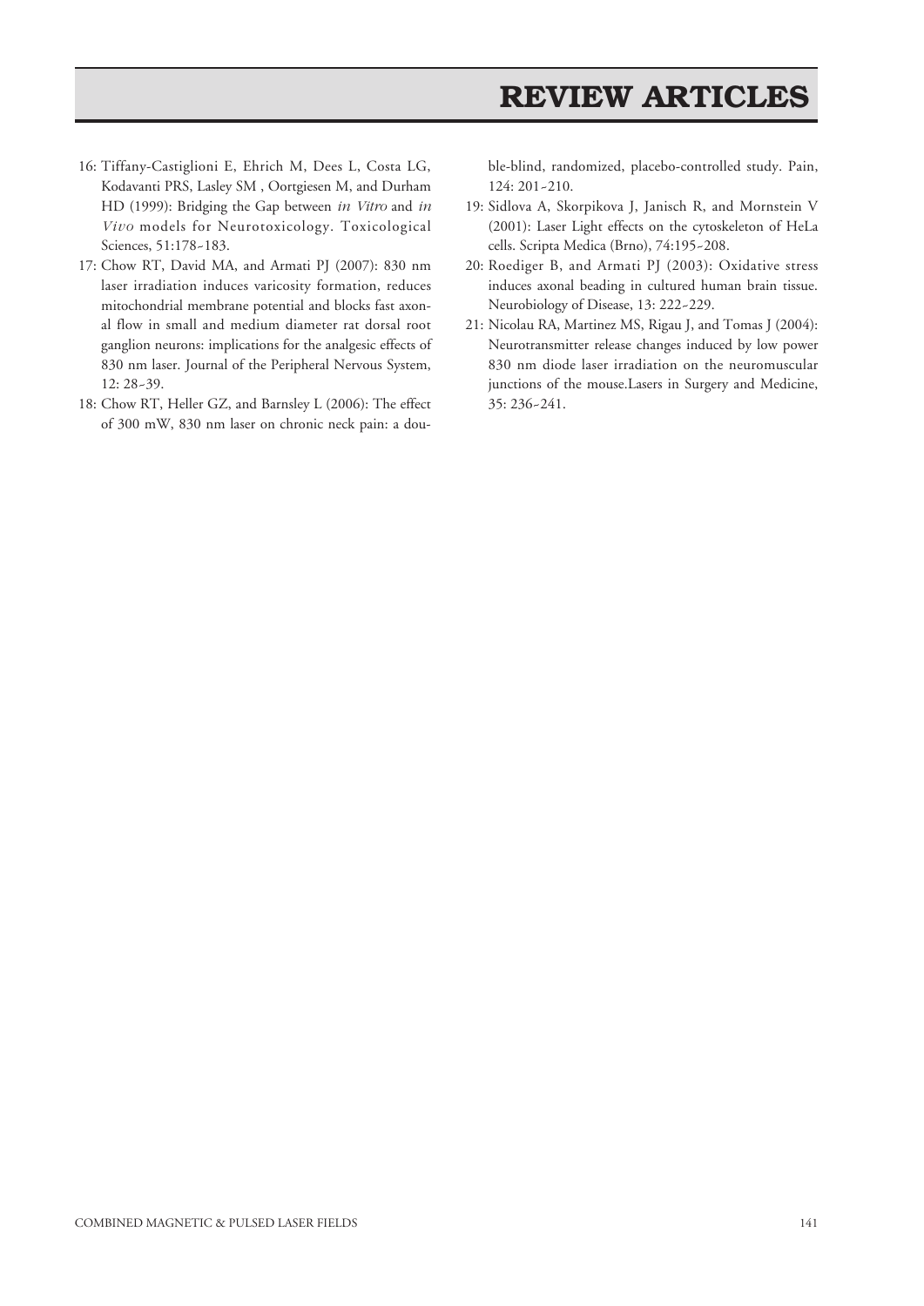16: Tiffany-Castiglioni E, Ehrich M, Dees L, Costa LG, Kodavanti PRS, Lasley SM , Oortgiesen M, and Durham HD (1999): Bridging the Gap between *in Vitro* and *in Vivo* models for Neurotoxicology. Toxicological Sciences, 51:178-183.

17: Chow RT, David MA, and Armati PJ (2007): 830 nm laser irradiation induces varicosity formation, reduces mitochondrial membrane potential and blocks fast axonal flow in small and medium diameter rat dorsal root ganglion neurons: implications for the analgesic effects of 830 nm laser. Journal of the Peripheral Nervous System, 12: 28-39.

18: Chow RT, Heller GZ, and Barnsley L (2006): The effect of 300 mW, 830 nm laser on chronic neck pain: a double-blind, randomized, placebo-controlled study. Pain, 124: 201-210.

19: Sidlova A, Skorpikova J, Janisch R, and Mornstein V (2001): Laser Light effects on the cytoskeleton of HeLa cells. Scripta Medica (Brno), 74:195-208.

20: Roediger B, and Armati PJ (2003): Oxidative stress induces axonal beading in cultured human brain tissue. Neurobiology of Disease, 13: 222-229.

21: Nicolau RA, Martinez MS, Rigau J, and Tomas J (2004): Neurotransmitter release changes induced by low power 830 nm diode laser irradiation on the neuromuscular junctions of the mouse.Lasers in Surgery and Medicine, 35: 236-241.